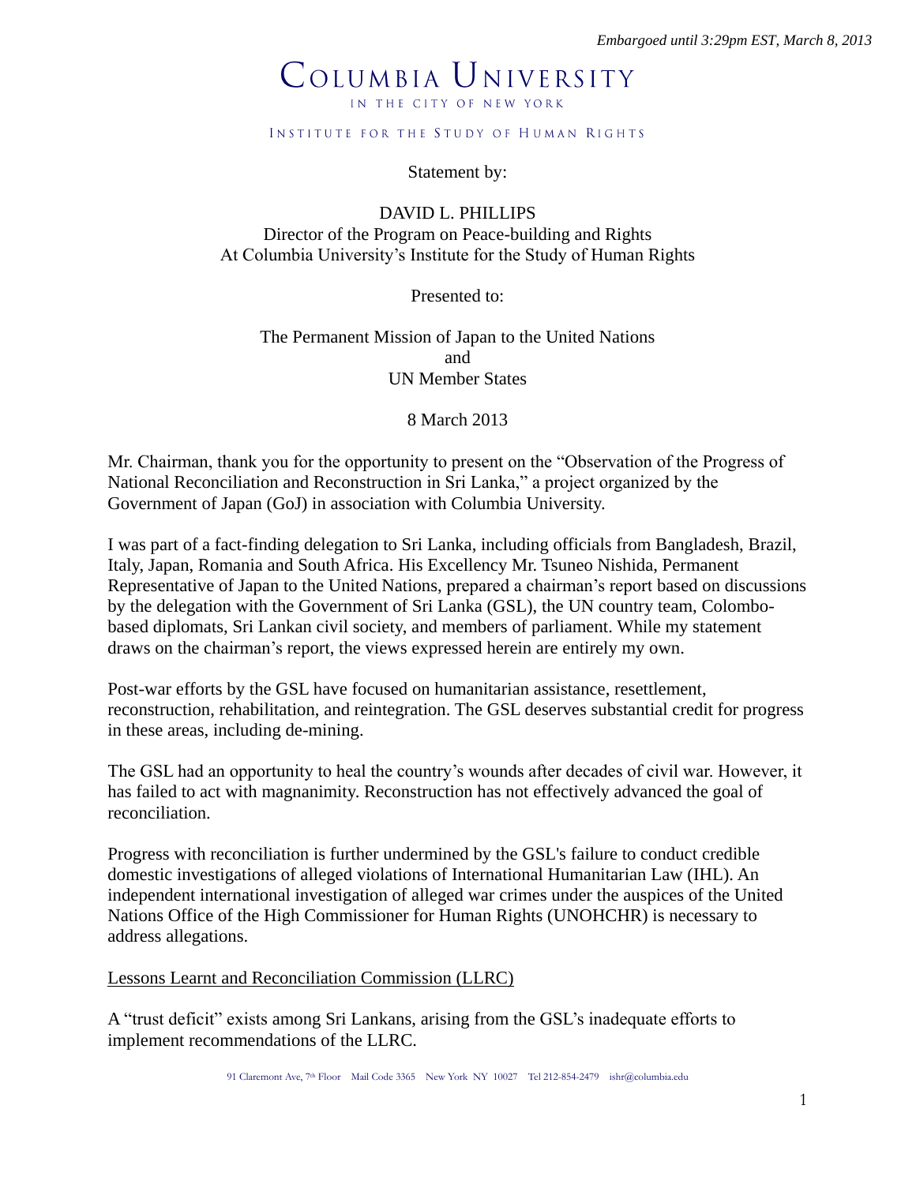*Embargoed until 3:29pm EST, March 8, 2013*

# COLUMBIA UNIVERSITY

IN THE CITY OF NEW YORK

INSTITUTE FOR THE STUDY OF HUMAN RIGHTS

Statement by:

DAVID L. PHILLIPS
Director of the Program on Peace-building and Rights
At Columbia University's Institute for the Study of Human Rights

Presented to:

The Permanent Mission of Japan to the United Nations
and
UN Member States

8 March 2013

Mr. Chairman, thank you for the opportunity to present on the "Observation of the Progress of National Reconciliation and Reconstruction in Sri Lanka," a project organized by the Government of Japan (GoJ) in association with Columbia University.

I was part of a fact-finding delegation to Sri Lanka, including officials from Bangladesh, Brazil, Italy, Japan, Romania and South Africa. His Excellency Mr. Tsuneo Nishida, Permanent Representative of Japan to the United Nations, prepared a chairman's report based on discussions by the delegation with the Government of Sri Lanka (GSL), the UN country team, Colombo-based diplomats, Sri Lankan civil society, and members of parliament. While my statement draws on the chairman's report, the views expressed herein are entirely my own.

Post-war efforts by the GSL have focused on humanitarian assistance, resettlement, reconstruction, rehabilitation, and reintegration. The GSL deserves substantial credit for progress in these areas, including de-mining.

The GSL had an opportunity to heal the country's wounds after decades of civil war. However, it has failed to act with magnanimity. Reconstruction has not effectively advanced the goal of reconciliation.

Progress with reconciliation is further undermined by the GSL's failure to conduct credible domestic investigations of alleged violations of International Humanitarian Law (IHL). An independent international investigation of alleged war crimes under the auspices of the United Nations Office of the High Commissioner for Human Rights (UNOHCHR) is necessary to address allegations.

## Lessons Learnt and Reconciliation Commission (LLRC)

A "trust deficit" exists among Sri Lankans, arising from the GSL's inadequate efforts to implement recommendations of the LLRC.

91 Claremont Ave, 7th Floor Mail Code 3365 New York NY 10027 Tel 212-854-2479 ishr@columbia.edu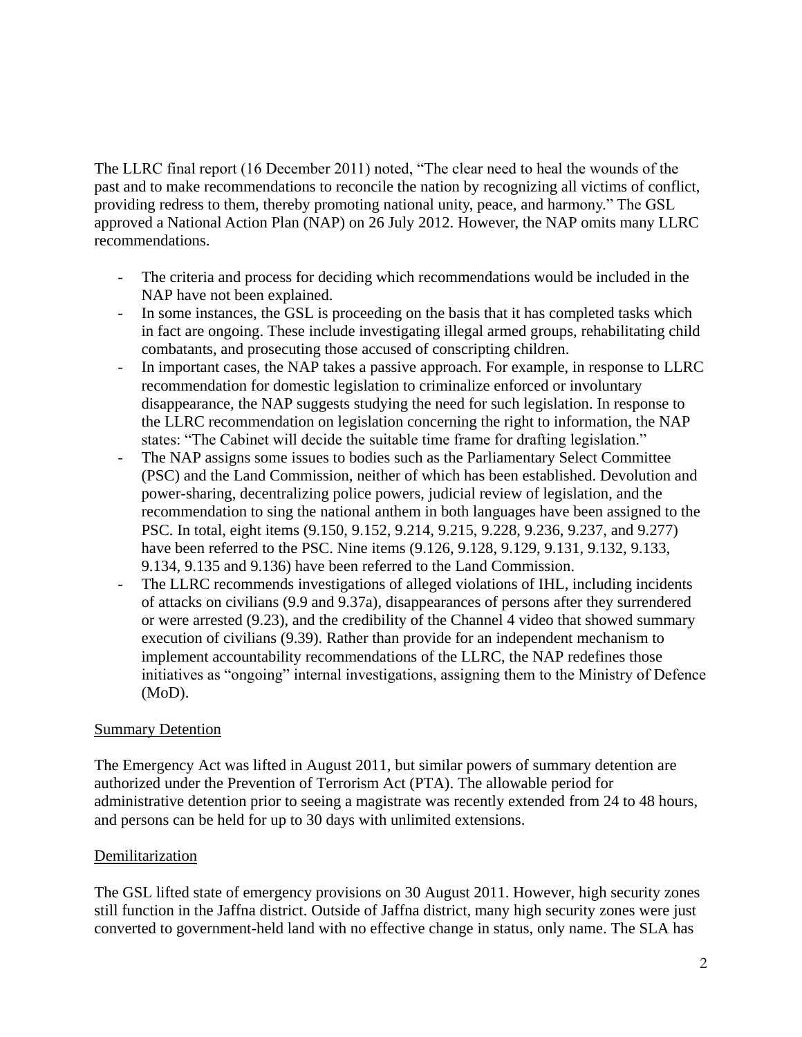The LLRC final report (16 December 2011) noted, "The clear need to heal the wounds of the past and to make recommendations to reconcile the nation by recognizing all victims of conflict, providing redress to them, thereby promoting national unity, peace, and harmony." The GSL approved a National Action Plan (NAP) on 26 July 2012. However, the NAP omits many LLRC recommendations.

- The criteria and process for deciding which recommendations would be included in the NAP have not been explained.
- In some instances, the GSL is proceeding on the basis that it has completed tasks which in fact are ongoing. These include investigating illegal armed groups, rehabilitating child combatants, and prosecuting those accused of conscripting children.
- In important cases, the NAP takes a passive approach. For example, in response to LLRC recommendation for domestic legislation to criminalize enforced or involuntary disappearance, the NAP suggests studying the need for such legislation. In response to the LLRC recommendation on legislation concerning the right to information, the NAP states: "The Cabinet will decide the suitable time frame for drafting legislation."
- The NAP assigns some issues to bodies such as the Parliamentary Select Committee (PSC) and the Land Commission, neither of which has been established. Devolution and power-sharing, decentralizing police powers, judicial review of legislation, and the recommendation to sing the national anthem in both languages have been assigned to the PSC. In total, eight items (9.150, 9.152, 9.214, 9.215, 9.228, 9.236, 9.237, and 9.277) have been referred to the PSC. Nine items (9.126, 9.128, 9.129, 9.131, 9.132, 9.133, 9.134, 9.135 and 9.136) have been referred to the Land Commission.
- The LLRC recommends investigations of alleged violations of IHL, including incidents of attacks on civilians (9.9 and 9.37a), disappearances of persons after they surrendered or were arrested (9.23), and the credibility of the Channel 4 video that showed summary execution of civilians (9.39). Rather than provide for an independent mechanism to implement accountability recommendations of the LLRC, the NAP redefines those initiatives as "ongoing" internal investigations, assigning them to the Ministry of Defence (MoD).

## Summary Detention

The Emergency Act was lifted in August 2011, but similar powers of summary detention are authorized under the Prevention of Terrorism Act (PTA). The allowable period for administrative detention prior to seeing a magistrate was recently extended from 24 to 48 hours, and persons can be held for up to 30 days with unlimited extensions.

## Demilitarization

The GSL lifted state of emergency provisions on 30 August 2011. However, high security zones still function in the Jaffna district. Outside of Jaffna district, many high security zones were just converted to government-held land with no effective change in status, only name. The SLA has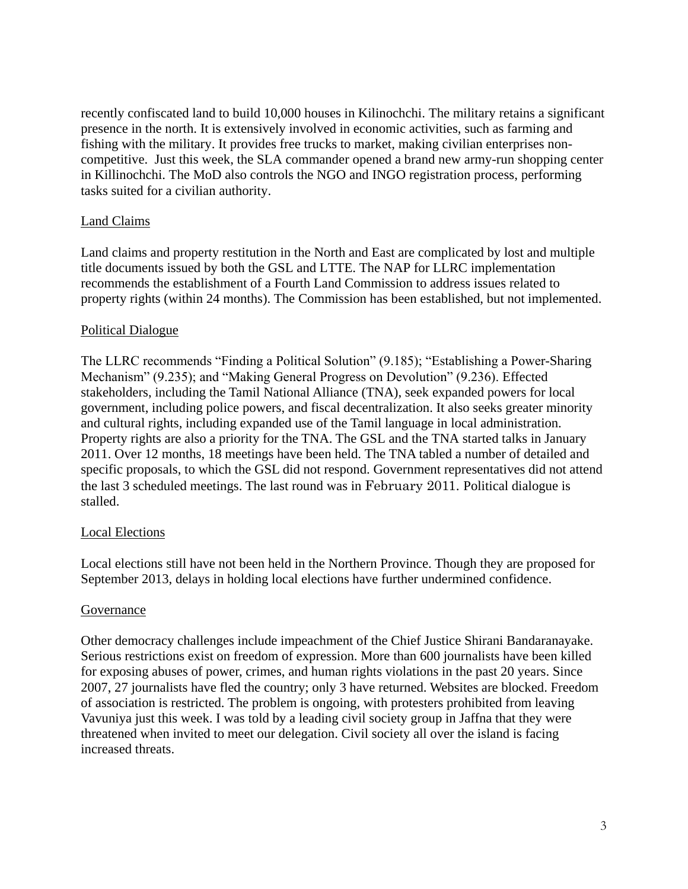recently confiscated land to build 10,000 houses in Kilinochchi. The military retains a significant presence in the north. It is extensively involved in economic activities, such as farming and fishing with the military. It provides free trucks to market, making civilian enterprises non-competitive. Just this week, the SLA commander opened a brand new army-run shopping center in Killinochchi. The MoD also controls the NGO and INGO registration process, performing tasks suited for a civilian authority.

<u>Land Claims</u>

Land claims and property restitution in the North and East are complicated by lost and multiple title documents issued by both the GSL and LTTE. The NAP for LLRC implementation recommends the establishment of a Fourth Land Commission to address issues related to property rights (within 24 months). The Commission has been established, but not implemented.

<u>Political Dialogue</u>

The LLRC recommends "Finding a Political Solution" (9.185); "Establishing a Power-Sharing Mechanism" (9.235); and "Making General Progress on Devolution" (9.236). Effected stakeholders, including the Tamil National Alliance (TNA), seek expanded powers for local government, including police powers, and fiscal decentralization. It also seeks greater minority and cultural rights, including expanded use of the Tamil language in local administration. Property rights are also a priority for the TNA. The GSL and the TNA started talks in January 2011. Over 12 months, 18 meetings have been held. The TNA tabled a number of detailed and specific proposals, to which the GSL did not respond. Government representatives did not attend the last 3 scheduled meetings. The last round was in February 2011. Political dialogue is stalled.

<u>Local Elections</u>

Local elections still have not been held in the Northern Province. Though they are proposed for September 2013, delays in holding local elections have further undermined confidence.

<u>Governance</u>

Other democracy challenges include impeachment of the Chief Justice Shirani Bandaranayake. Serious restrictions exist on freedom of expression. More than 600 journalists have been killed for exposing abuses of power, crimes, and human rights violations in the past 20 years. Since 2007, 27 journalists have fled the country; only 3 have returned. Websites are blocked. Freedom of association is restricted. The problem is ongoing, with protesters prohibited from leaving Vavuniya just this week. I was told by a leading civil society group in Jaffna that they were threatened when invited to meet our delegation. Civil society all over the island is facing increased threats.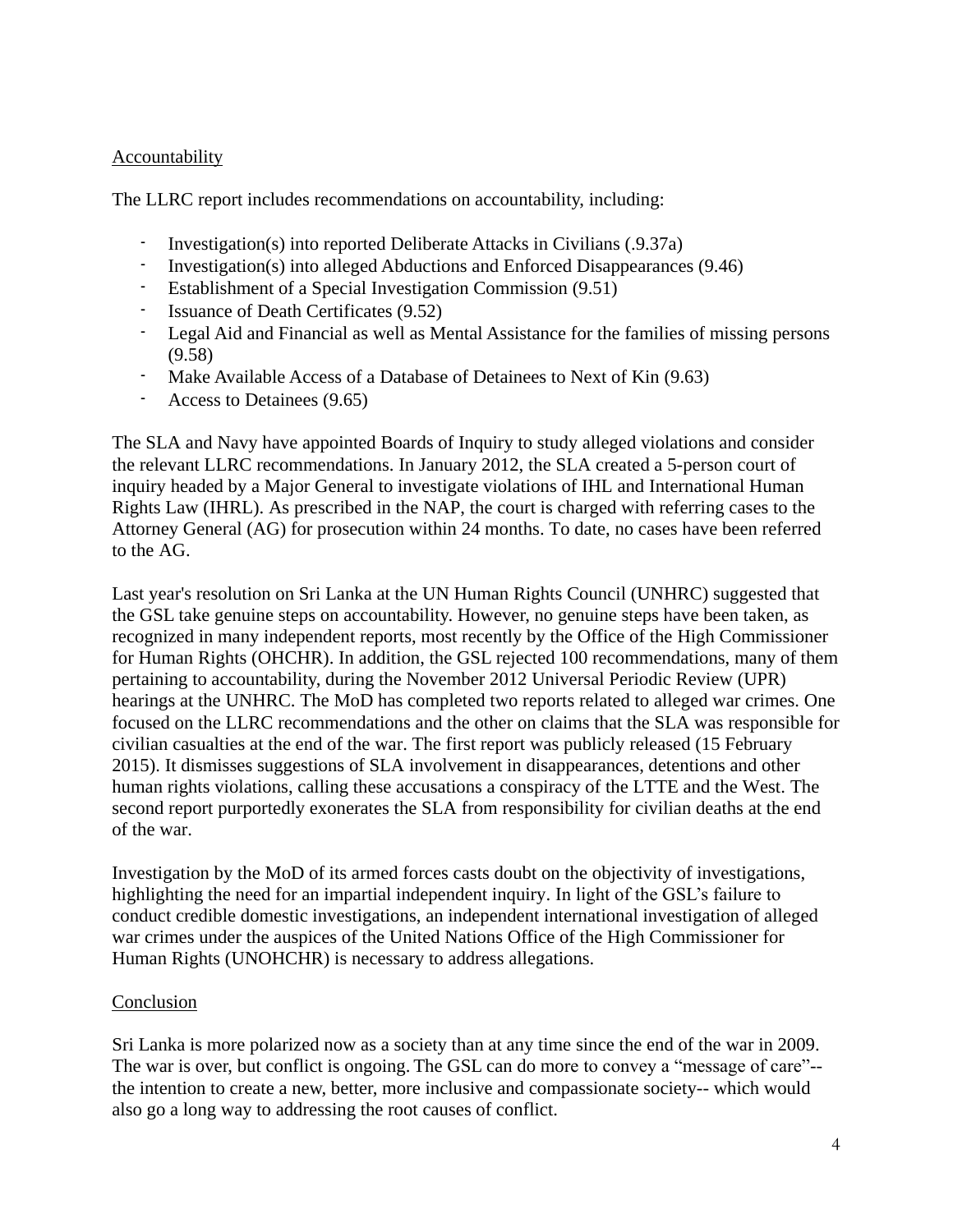<u>Accountability</u>

The LLRC report includes recommendations on accountability, including:

- Investigation(s) into reported Deliberate Attacks in Civilians (.9.37a)
- Investigation(s) into alleged Abductions and Enforced Disappearances (9.46)
- Establishment of a Special Investigation Commission (9.51)
- Issuance of Death Certificates (9.52)
- Legal Aid and Financial as well as Mental Assistance for the families of missing persons (9.58)
- Make Available Access of a Database of Detainees to Next of Kin (9.63)
- Access to Detainees (9.65)

The SLA and Navy have appointed Boards of Inquiry to study alleged violations and consider the relevant LLRC recommendations. In January 2012, the SLA created a 5-person court of inquiry headed by a Major General to investigate violations of IHL and International Human Rights Law (IHRL). As prescribed in the NAP, the court is charged with referring cases to the Attorney General (AG) for prosecution within 24 months. To date, no cases have been referred to the AG.

Last year's resolution on Sri Lanka at the UN Human Rights Council (UNHRC) suggested that the GSL take genuine steps on accountability. However, no genuine steps have been taken, as recognized in many independent reports, most recently by the Office of the High Commissioner for Human Rights (OHCHR). In addition, the GSL rejected 100 recommendations, many of them pertaining to accountability, during the November 2012 Universal Periodic Review (UPR) hearings at the UNHRC. The MoD has completed two reports related to alleged war crimes. One focused on the LLRC recommendations and the other on claims that the SLA was responsible for civilian casualties at the end of the war. The first report was publicly released (15 February 2015). It dismisses suggestions of SLA involvement in disappearances, detentions and other human rights violations, calling these accusations a conspiracy of the LTTE and the West. The second report purportedly exonerates the SLA from responsibility for civilian deaths at the end of the war.

Investigation by the MoD of its armed forces casts doubt on the objectivity of investigations, highlighting the need for an impartial independent inquiry. In light of the GSL's failure to conduct credible domestic investigations, an independent international investigation of alleged war crimes under the auspices of the United Nations Office of the High Commissioner for Human Rights (UNOHCHR) is necessary to address allegations.

<u>Conclusion</u>

Sri Lanka is more polarized now as a society than at any time since the end of the war in 2009. The war is over, but conflict is ongoing. The GSL can do more to convey a "message of care"-- the intention to create a new, better, more inclusive and compassionate society-- which would also go a long way to addressing the root causes of conflict.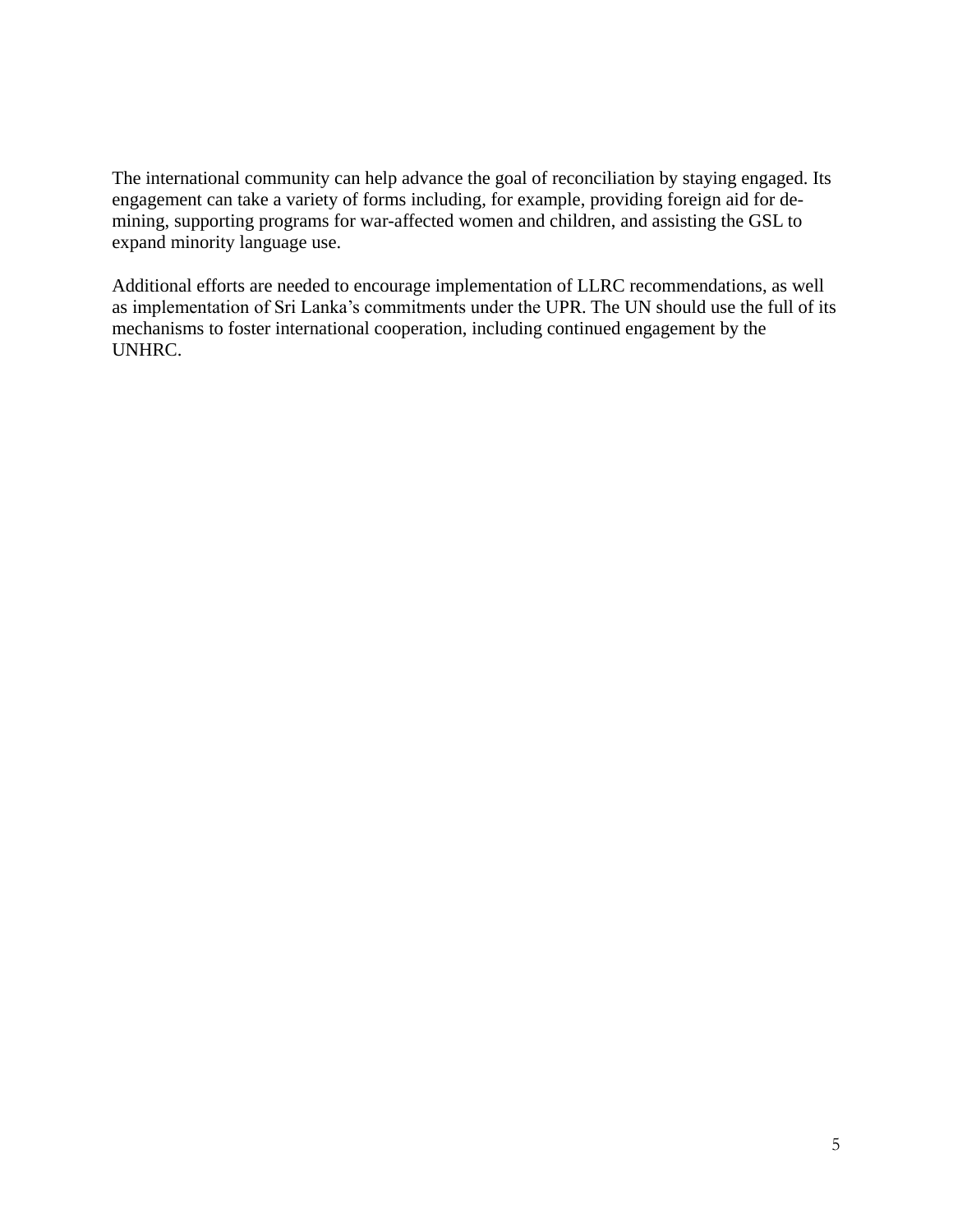The international community can help advance the goal of reconciliation by staying engaged. Its engagement can take a variety of forms including, for example, providing foreign aid for de-mining, supporting programs for war-affected women and children, and assisting the GSL to expand minority language use.

Additional efforts are needed to encourage implementation of LLRC recommendations, as well as implementation of Sri Lanka's commitments under the UPR. The UN should use the full of its mechanisms to foster international cooperation, including continued engagement by the UNHRC.